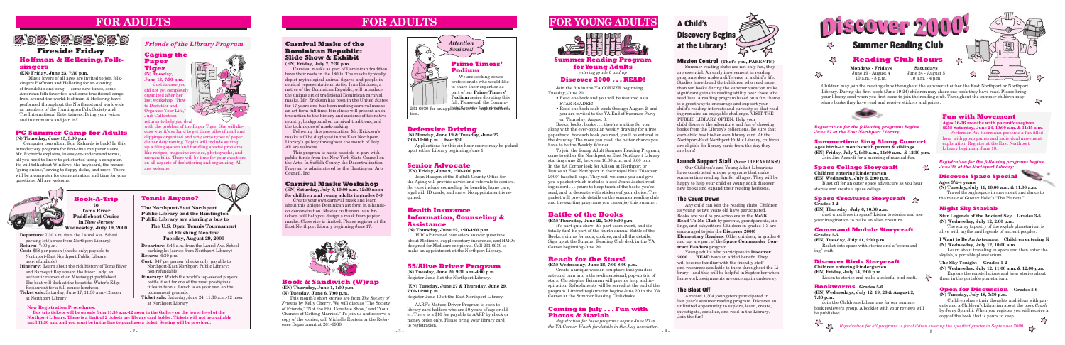# FOR ADULTS

## Fireside Friday

### Hoffman & Hellering, Folksingers

**(EN) Friday, June 23, 7:30 p.m.**

Music lovers of all ages are invited to join folksingers Hoffman and Hellering for an evening of friendship and song — some new tunes, some American folk favorites, and some traditional songs from around the world. Hoffman & Hellering have performed throughout the Northeast and worldwide as members of the Huntington Folk Society and The International Entertainers. Bring your voices and instruments and join in!

### PC Summer Camp for Adults

**(N) Thursday, June 15, 3:00 p.m.**

Computer consultant Ron Richards is back! In this introductory program for first-time computer users, Mr. Richards explains, in easy-to-understand terms, all you need to know to get started using a computer. He will talk about Windows, the keyboard, the mouse, "going online," saving to floppy disks, and more. There will be a computer for demonstration and time for your questions. All are welcome.

## *Friends of the Library Program*

### Caging the Paper Tiger

**(N) Tuesday, June 13, 7:30 p.m.**

Just in case you did not get completely organized after her last workshop, "How to Declutter and Organize Your Life," Judi Culbertson returns to help you deal with the problem of the Paper Tiger. She will discuss why it's so hard to get those piles of mail and clippings organized and why some types of paper clutter defy taming. Topics will include setting up a filing system and handling special problems like recipes, magazine articles, photographs, and memorabilia. There will be time for your questions on all aspects of decluttering and organizing. All are welcome.

### Book-A-Trip

**to Toms River Paddleboat Cruise in New Jersey**
**Wednesday, July 19, 2000**

**Departure:** 7:30 a.m. from the Laurel Ave. School parking lot (across from Northport Library)
**Return:** 7:00 p.m.
**Cost:** $58 per person (checks only; payable to Northport-East Northport Public Library; non-refundable)
**Itinerary:** Learn about the rich history of Toms River and Barnegat Bay aboard the River Lady, an authentic reproduction Mississippi paddleboat. The boat will dock at the beautiful Water's Edge Restaurant for a full-course luncheon.
**Ticket sale:** Saturday, June 17, 11:30 a.m.-12 noon at Northport Library

**New Registration Procedures:**
**Bus trip tickets will be on sale from 11:30 a.m.-12 noon in the Gallery on the lower level of the Northport Library. There is a limit of 2 tickets per library card holder. Tickets will not be available until 11:30 a.m. and you must be in the line to purchase a ticket. Seating will be provided.**

### Tennis Anyone?

**The Northport-East Northport Public Library and the Huntington Public Library are sharing a bus to**

**The U.S. Open Tennis Tournament at Flushing Meadow**
**Tuesday, August 29, 2000**

**Departure:** 8:45 a.m. from the Laurel Ave. School parking lot (across from Northport Library)
**Return:** 5:30 p.m.
**Cost:** $47 per person (checks only; payable to Northport-East Northport Public Library; non-refundable)
**Itinerary:** Watch the world's top-seeded players battle it out for one of the most prestigious titles in tennis. Lunch is on your own on the tournament grounds.
**Ticket sale:** Saturday, June 24, 11:30 a.m.-12 noon at Northport Library

# FOR ADULTS

### Carnival Masks of the Dominican Republic: Slide Show & Exhibit

**(EN) Friday, July 7, 7:30 p.m.**

Carnival masks as part of Dominican tradition have their roots in the 1800s. The masks typically depict mythological animal figures and people in comical representations. Artist Ivan Erickson, a native of the Dominican Republic, will introduce the unique art of traditional Dominican carnival masks. Mr. Erickson has been in the United States for 17 years and has been making carnival masks an art form full time. His slides will present an introduction to the history and customs of his native country, background on carnival traditions, and the techniques of mask-making.

Following this presentation, Mr. Erickson's masks will be displayed in the East Northport Library's gallery throughout the month of July. All are welcome.

This program is made possible in part with public funds from the New York State Council on the Arts. In Suffolk County the Decentralization Program is administered by the Huntington Arts Council, Inc.

### Carnival Mask Workshop

**(EN) Saturday, July 8, 10:00 a.m.-12:00 noon for children and young adults in grades 5-9**

Create your own carnival mask and learn about this unique Dominican art form in a hands-on demonstration. Master craftsman Ivan Erickson will help you design a mask from papier mache. Class size is limited. Please register at the East Northport Library beginning June 17.

### Book & Sandwich (W)rap

**(EN) Thursday, June 1, 1:00 p.m.**
**(N) Tuesday, June 6, 7:00 p.m.**

This month's short stories are from *The Society of Friends* by Kelly Cherry. We will discuss "The Society of Friends," "Not the Phil Donahue Show," and "Your Chances of Getting Married." To join us and reserve a copy of the stories, call Michelle Epstein or the Reference Department at 261-6930.

*Attention Seniors!!*

### Prime Timers' Podium

We are seeking senior professionals who would like to share their expertise as part of our **Prime Timers' Podium** series debuting this fall. Please call the Community Services Department at 261-6930 for an application and further information.

### Defensive Driving

**(N) Monday, June 19 & Tuesday, June 27 7:00-10:00 p.m. Fee: $30**

Applications for this six-hour course may be picked up at either Library beginning June 1.

### Senior Advocate

**(EN) Friday, June 9, 1:00-3:00 p.m.**

Joan Reagan of the Suffolk County Office for the Aging will provide advice and referrals to seniors. Services include counseling for benefits, home care, legal aid, ID cards, and more. No appointment is required.

### Health Insurance Information, Counseling & Assistance

**(N) Thursday, June 22, 1:00-4:00 p.m.**

HIICAP-trained counselors answer questions about Medicare, supplementary insurance, and HMOs designed for Medicare recipients. Call 261-6930 to make an appointment at the Northport Library.

### 55/Alive Driver Program

**(N) Tuesday, June 20, 9:30 a.m.-4:00 p.m.**
Register June 3 at the Northport Library.

**(EN) Tuesday, June 27 & Thursday, June 29, 7:00-11:00 p.m.**
Register June 10 at the East Northport Library.

AARP's Mature Driver Program is open to library card holders who are 50 years of age or older. There is a $10 fee payable to AARP by check or money order only. Please bring your library card to registration.

# FOR YOUNG ADULTS

### Summer Reading Program for Young Adults

*entering grade 6 and up*

## Discover 2000 . . . READ!

Join the fun in the YA CORNER beginning Tuesday, June 20.

- Read one book and you will be featured as a STAR READER!
- Read one book each week through August 2, and you are invited to the YA End of Summer Party on Thursday, August 3.

Books, books, books . . . they're waiting for you, along with the ever-popular weekly drawing for a free paperback. For each book you read, you'll be entered in the drawing. The more you read, the better chance you have to be the Weekly Winner.

To join the Young Adult Summer Reading Program, come to either the Northport or East Northport Library starting June 20, between 10:00 a.m. and 8:00 p.m. In the YA Corner look for Allison at Northport or Denise at East Northport in their royal blue "Discover 2000" baseball caps. They will welcome you and give you a packet which includes a cool Jeans Jacket reading record . . . yours to keep track of the books you've read, and to decorate with stickers of your choice. The packet will provide details on the summer reading club and the exciting programs you can enjoy this summer.

### Battle of the Books

**(EN) Thursday, June 22, 7:00-8:00 p.m.**

It's part quiz show, it's part team event, and it's totally fun! Be part of the fourth annual Battle of the Books. Join us for soda, cookies, and all the details. Sign up at the Summer Reading Club desk in the YA Corner beginning June 20.

### Reach for the Stars!

**(EN) Wednesday, June 28, 7:00-8:00 p.m.**

Create a unique wooden sculpture that you decorate and turn into a three-dimensional, pop-up trio of stars. Christopher Reisman will provide help and inspiration. Refreshments will be served at the end of the program. Limited registration begins June 20 in the YA Corner at the Summer Reading Club desks.

### Coming in July . . . Fun with Photos & Starlab

*Registration for these programs begins June 20 in the YA Corner. Watch for details in the July newsletter.*

## A Child's Discovery Begins at the Library!

### Mission Control (That's you, PARENTS!)

Summer reading clubs are not only fun, they are essential. An early involvement in reading programs does make a difference in a child's life. Studies have found that children who read more than ten books during the summer vacation make significant gains in reading ability over those who read less. A reading program based on a fun theme is a great way to encourage and support your child's reading interests and curiosity so that reading remains an enjoyable challenge. VISIT THE PUBLIC LIBRARY OFTEN. Help your child discover the adventure and fun of choosing books from the Library's collections. Be sure that each child has his/her own library card. At the Northport-East Northport Public Library, children are eligible for library cards from the day they are born!

### Launch Support Staff (Your LIBRARIANS!)

Our Children's and Young Adult Librarians have constructed unique programs that make summertime reading fun for all ages. They will be happy to help your child or young adult discover new books and expand their reading horizons.

### The Count Down

Any child can join the reading clubs. Children as young as two years old have participated. Books are read to pre-schoolers in the **Me2K Read-To-Me Club** by parents, grandparents, siblings, and babysitters. Children in grades 1-5 are encouraged to join the **Discover 2000! Elementary Readers**. Older children, in grades 4 and up, are part of the **Space Commander Contract Readers** program.

Young adults who participate in **Discover 2000 . . . READ** have an added benefit. They will become familiar with the friendly staff and resources available to them throughout the Library—and this will be helpful in September when homework assignments are once again underway.

### The Blast Off

A record 1,304 youngsters participated in last year's summer reading program. Discover an unlimited opportunity to explore, learn, create, investigate, socialize, and read in the Library. Join the fun!

# Discover 2000!

## Summer Reading Club

### Reading Club Hours

| Mondays - Fridays | Saturdays |
|---|---|
| June 19 - August 4 | June 24 - August 5 |
| 10 a.m. - 8 p.m. | 10 a.m. - 4 p.m. |

Children may join the reading clubs throughout the summer at either the East Northport or Northport Library. During the first week (June 19-24) children may share one book they have read. Please bring your library card when you first come to join the reading club. Throughout the summer children may share books they have read and receive stickers and prizes.

*Registration for the following programs begins June 27 at the East Northport Library:*

### Summertime Sing Along Concert

**Ages 18-42 months with parent & siblings**
**(EN) Friday, July 7, 9:30 a.m., 11:00 a.m., & 12:30 p.m.**

Join Jim Accardi for a morning of musical fun.

### Space Collage Storycraft

**Children entering kindergarten**
**(EN) Wednesday, July 5, 2:00 p.m.**

Blast off for an outer space adventure as you hear stories and create a space collage.

### Space Creatures Storycraft

**Grades 1-2**
**(EN) Thursday, July 6, 10:00 a.m.**

Just what lives in space? Listen to stories and use your imagination to make an alien creature.

### Command Module Storycraft

**Grades 3-5**
**(EN) Tuesday, July 11, 2:00 p.m.**

Rocket into space with stories and a "commanding" craft.

### Discover Birds Storycraft

**Children entering kindergarten**
**(EN) Friday, July 14, 2:00 p.m.**

Listen to stories and make a colorful bird craft.

### Bookworms Grades 5-6

**(EN) Wednesdays, July 12, 19, 26 & August 2, 7:30 p.m.**

Join the Children's Librarians for our summer book reviewers group. A booklet with your reviews will be published.

### Fun with Movement

**Ages 16-36 months with parent/caregiver**
**(EN) Saturday, June 24, 10:00 a.m. & 11:15 a.m.**

Performer Pat Herrmann presents a fun-filled hour with group games and individual movement exploration. Register at the East Northport Library beginning June 10.

*Registration for the following programs begins June 28 at the Northport Library:*

### Discover Space Special

**Ages 3½-4 years**
**(N) Tuesday, July 11, 10:00 a.m. & 11:00 a.m.**

Travel through space in movement and dance to the music of Gustav Holst's "The Planets."

### Night Sky Starlab

**Star Legends of the Ancient Sky Grades 3-5**
**(N) Wednesday, July 12, 2:00 p.m.**

The starry tapestry of the skylab planetarium is alive with myths and legends of ancient peoples.

**I Want to Be An Astronaut Children entering K**
**(N) Wednesday, July 12, 10:00 a.m.**

Learn about traveling in space and then enter the skylab, a portable planetarium.

**The Sky Tonight Grades 1-2**
**(N) Wednesday, July 12, 11:00 a.m. & 12:00 p.m.**

Explore the constellations and hear stories about them in the portable planetarium.

### Open for Discussion Grades 5-6

**(N) Tuesday, July 18, 7:30 p.m.**

Children share their thoughts and ideas with parents and a Children's Librarian about the book *Crash* by Jerry Spinelli. When you register you will receive a copy of the book that is yours to keep.

*Registration for all programs is for children entering the specified grades in September 2000.*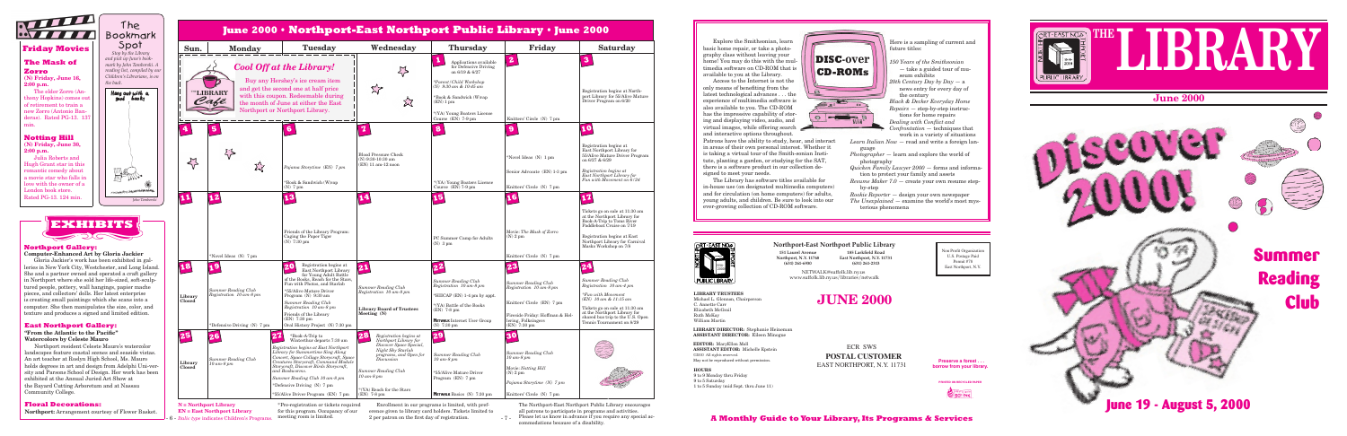# The Bookmark Spot

*Stop by the Library and pick up June's bookmark by John Tomborski. A reading list, compiled by our Children's Librarians, is on the back.*

## Friday Movies

### The Mask of Zorro
**(N) Friday, June 16, 2:00 p.m.**

The elder Zorro (Anthony Hopkins) comes out of retirement to train a new Zorro (Antonio Banderas). Rated PG-13. 137 min.

### Notting Hill
**(N) Friday, June 30, 2:00 p.m.**

Julia Roberts and Hugh Grant star in this romantic comedy about a movie star who falls in love with the owner of a London book store. Rated PG-13. 124 min.

## EXHIBITS

### Northport Gallery:
**Computer-Enhanced Art by Gloria Jackier**

Gloria Jackier's work has been exhibited in galleries in New York City, Westchester, and Long Island. She and a partner owned and operated a craft gallery in Northport where she sold her life-sized, soft-sculptured people, pottery, wall hangings, papier mache pieces, and collectors' dolls. Her latest enterprise is creating small paintings which she scans into a computer. She then manipulates the size, color, and texture and produces a signed and limited edition.

### East Northport Gallery:
**"From the Atlantic to the Pacific" Watercolors by Celeste Mauro**

Northport resident Celeste Mauro's watercolor landscapes feature coastal scenes and seaside vistas. An art teacher at Roslyn High School, Ms. Mauro holds degrees in art and design from Adelphi University and Parsons School of Design. Her work has been exhibited at the Annual Juried Art Show at the Bayard Cutting Arboretum and at Nassau Community College.

### Floral Decorations:
**Northport:** Arrangement courtesy of Flower Basket.

# June 2000 • Northport-East Northport Public Library • June 2000

## Cool Off at the Library!

Buy any Hershey's ice cream item and get the second one at half price with this coupon. Redeemable during the month of June at either the East Northport or Northport Library.

| Sun. | Monday | Tuesday | Wednesday | Thursday | Friday | Saturday |
|---|---|---|---|---|---|---|
| | | | | **1** Applications available for Defensive Driving on 6/19 & 6/27<br>*Parent/Child Workshop (N) 9:30 am & 10:45 am*<br>*Book & Sandwich (W)rap (EN) 1 pm<br>*(YA) Young Boaters License Course (EN) 7-9 pm | **2** Knitters' Circle (N) 7 pm | **3** Registration begins at Northport Library for 55/Alive Mature Driver Program on 6/20 |
| **4** | **5** | **6** *Pajama Storytime (EN) 7 pm*<br>*Book & Sandwich (W)rap (N) 7 pm | **7** Blood Pressure Check (N) 9:30-10:30 am (EN) 11 am-12 noon | **8** *(YA) Young Boaters License Course (EN) 7-9 pm | **9** *Novel Ideas (N) 1 pm<br>Senior Advocate (EN) 1-3 pm<br>Knitters' Circle (N) 7 pm | **10** Registration begins at East Northport Library for 55/Alive Mature Driver Program on 6/27 & 6/29<br>*Registration begins at East Northport Library for Fun with Movement on 6/24* |
| **11** | **12** *Novel Ideas (N) 7 pm | **13** Friends of the Library Program: Caging the Paper Tiger (N) 7:30 pm | **14** | **15** PC Summer Camp for Adults (N) 3 pm | **16** Movie: *The Mask of Zorro* (N) 2 pm<br>Knitters' Circle (N) 7 pm | **17** Tickets go on sale at 11:30 am at the Northport Library for Book-A-Trip to Time Slow Paddlewheel Cruise on 7/10<br>Registration begins at East Northport Library for Carnival Masks Workshop on 7/8 |
| **18** Library Closed | **19** *Summer Reading Club Registration 10 am-8 pm*<br>*Defensive Driving (N) 7 pm | **20** Registration begins at East Northport Library for the Young Adult Battle of the Books, Reach for the Stars, Fun with Photos, and Starfish<br>*55/Alive Mature Driver Program (N) 9:30 am<br>*Summer Reading Club Registration 10 am-8 pm*<br>Friends of the Library (EN) 7:30 pm<br>Oral History Project (N) 7:30 pm | **21** *Summer Reading Club Registration 10 am-8 pm*<br>**Library Board of Trustees Meeting (N)** | **22** *Summer Reading Club Registration 10 am-8 pm*<br>*HIICAP (EN) 1-4 pm by appt.<br>*(YA) Battle of the Books (EN) 7-9 pm<br>**Network** Internet User Group (N) 7:30 pm | **23** *Summer Reading Club Registration 10 am-8 pm*<br>Knitters' Circle (EN) 7 pm<br>Fireside Friday: Hoffman & Helwig, Folksingers (EN) 7:30 pm | **24** *Summer Reading Club Registration 10 am-4 pm*<br>*Fun with Movement (EN) 10 am & 11:15 am*<br>Tickets go on sale at 11:30 am at the Northport Library for shared bus trip to the U.S. Open Tennis Tournament on 8/29 |
| **25** Library Closed | **26** *Summer Reading Club 10 am-9 pm* | **27** *Book-A-Trip to Winterthur departs 7:30 am<br>*Registration begins at East Northport Library for Summertime Sing-Along Concert, Space College Storycraft, Space Creatures Storycraft, Command Module Storycraft, Discover Birds Storycraft, and Books-ercise.*<br>*Summer Reading Club 10 am-9 pm*<br>*Defensive Driving (EN) 7 pm<br>*55/Alive Mature Driver Program (EN) 7 pm | **28** *Registration begins at Northport Library for Discover Space Special, Night Sky Starlab programs, and Open for Discussion*<br>*Summer Reading Club 10 am-9 pm*<br>*(YA) Reach for the Stars (EN) 7-9 pm | **29** *Summer Reading Club 10 am-9 pm*<br>*55/Alive Mature Driver Program (EN) 7 pm<br>**Network** Basics (N) 7:30 pm | **30** *Summer Reading Club 10 am-9 pm*<br>Movie: *Notting Hill* (N) 2 pm<br>*Pajama Storytime (N) 7 pm*<br>Knitters' Circle (N) 7 pm | |

**N = Northport Library**
**EN = East Northport Library**
*Italic type* indicates Children's Programs.

*Pre-registration or tickets required for this program. Occupancy of our meeting room is limited.

Enrollment in our programs is limited, with preference given to library card holders. Tickets limited to 2 per patron on the first day of registration.

The Northport-East Northport Public Library encourages all patrons to participate in programs and activities. Please let us know in advance if you require any special accommodations because of a disability.

## DISC-over CD-ROMs

Explore the Smithsonian, learn basic home repair, or take a photography class without leaving your home! You may do this with the multimedia software on CD-ROM that is available to you at the Library.

Access to the Internet is not the only means of benefiting from the latest technological advances . . . the experience of multimedia software is also available to you. The CD-ROM has the impressive capability of storing and displaying video, audio, and virtual images, while offering search and interactive options throughout. Patrons have the ability to study, hear, and interact in areas of their own personal interest. Whether it is taking a virtual tour of the Smithsonian Institute, planting a garden, or studying for the SAT, there is a software product in our collection designed to meet your needs.

The Library has software titles available for in-house use (on designated multimedia computers) and for circulation (on home computers) for adults, young adults, and children. Be sure to look into our ever-growing collection of CD-ROM software.

Here is a sampling of current and future titles:

*150 Years of the Smithsonian* — take a guided tour of museum exhibits
*20th Century Day by Day* — a news entry for every day of the century
*Black & Decker Everyday Home Repairs* — step-by-step instructions for home repairs
*Dealing with Conflict and Confrontation* — techniques that work in a variety of situations
*Learn Italian Now* — read and write a foreign language
*Photographer* — learn and explore the world of photography
*Quicken Family Lawyer 2000* — forms and information to protect your family and assets
*Resume Maker 7.0* — create your own resume step-by-step
*Rookie Reporter* — design your own newspaper
*The Unexplained* — examine the world's most mysterious phenomena

**Northport-East Northport Public Library**

151 Laurel Avenue
Northport, N.Y. 11768
(631) 261-6930

185 Larkfield Road
East Northport, N.Y. 11731
(631) 261-2313

NETWALK@suffolk.lib.ny.us
www.suffolk.lib.ny.us/libraries/netwalk

Non Profit Organization
U.S. Postage Paid
Permit #78
East Northport, N.Y.

# JUNE 2000

**LIBRARY TRUSTEES**
Michael L. Glennon, Chairperson
C. Annette Carr
Elizabeth McDevitt
Ruth McKay
William Martin

**LIBRARY DIRECTOR:** Stephanie Heineman
**ASSISTANT DIRECTOR:** Eileen Minogue

**EDITOR:** MaryEllen Mell
**ASSISTANT EDITOR:** Michelle Epstein
©2000. All rights reserved.
May not be reproduced without permission.

**HOURS**
9 to 9 Monday thru Friday
9 to 5 Saturday
1 to 5 Sunday (mid Sept. thru June 11)

ECR SWS
**POSTAL CUSTOMER**
EAST NORTHPORT, N.Y. 11731

**Preserve a forest . . . borrow from your library.**

PRINTED ON RECYCLED PAPER

# THE LIBRARY

**June 2000**

# Discover 2000!

# Summer Reading Club

**June 19 - August 5, 2000**

**A Monthly Guide to Your Library, Its Programs & Services**